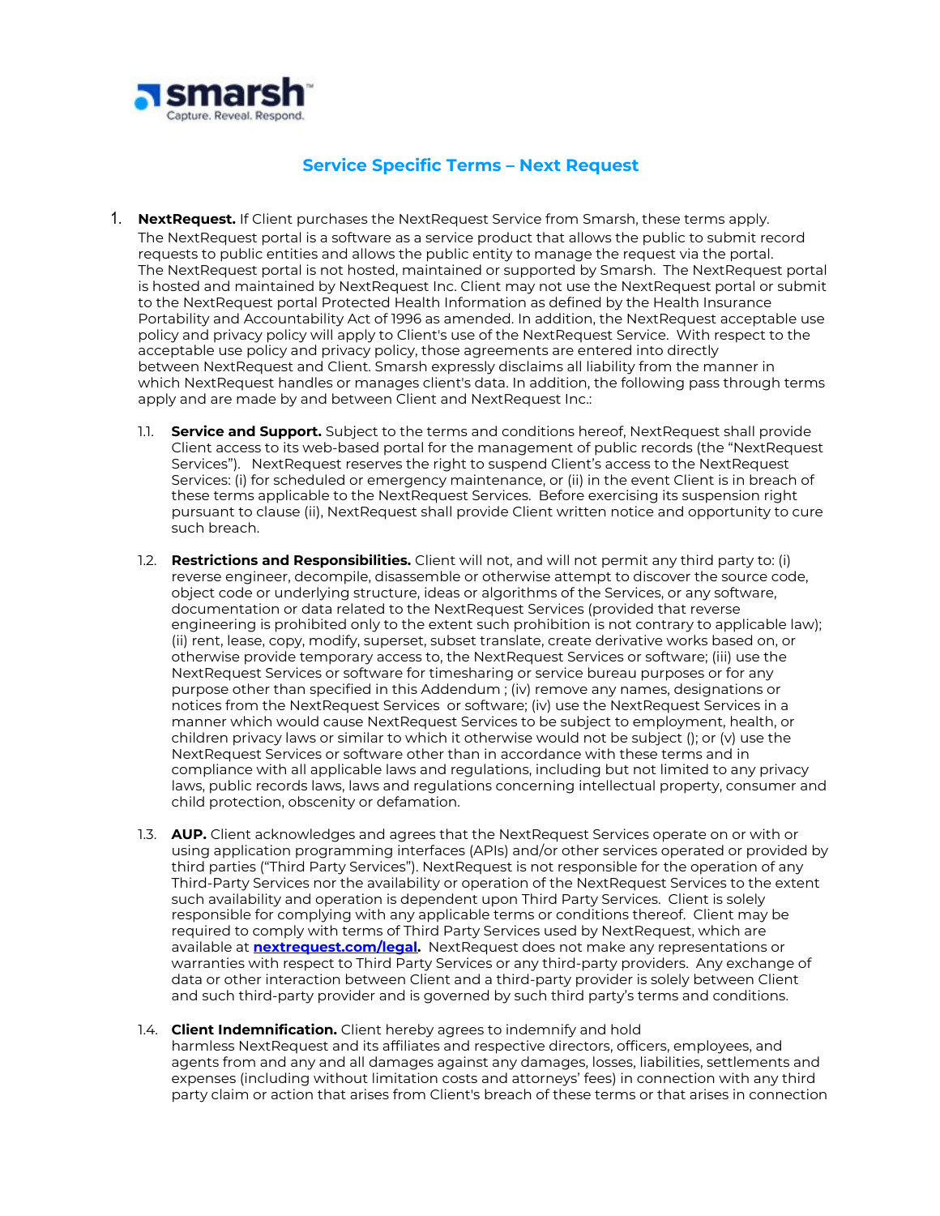# Service Specific Terms – Next Request

1. **NextRequest.** If Client purchases the NextRequest Service from Smarsh, these terms apply. The NextRequest portal is a software as a service product that allows the public to submit record requests to public entities and allows the public entity to manage the request via the portal. The NextRequest portal is not hosted, maintained or supported by Smarsh. The NextRequest portal is hosted and maintained by NextRequest Inc. Client may not use the NextRequest portal or submit to the NextRequest portal Protected Health Information as defined by the Health Insurance Portability and Accountability Act of 1996 as amended. In addition, the NextRequest acceptable use policy and privacy policy will apply to Client's use of the NextRequest Service. With respect to the acceptable use policy and privacy policy, those agreements are entered into directly between NextRequest and Client. Smarsh expressly disclaims all liability from the manner in which NextRequest handles or manages client's data. In addition, the following pass through terms apply and are made by and between Client and NextRequest Inc.:

   1.1. **Service and Support.** Subject to the terms and conditions hereof, NextRequest shall provide Client access to its web-based portal for the management of public records (the "NextRequest Services"). NextRequest reserves the right to suspend Client's access to the NextRequest Services: (i) for scheduled or emergency maintenance, or (ii) in the event Client is in breach of these terms applicable to the NextRequest Services. Before exercising its suspension right pursuant to clause (ii), NextRequest shall provide Client written notice and opportunity to cure such breach.

   1.2. **Restrictions and Responsibilities.** Client will not, and will not permit any third party to: (i) reverse engineer, decompile, disassemble or otherwise attempt to discover the source code, object code or underlying structure, ideas or algorithms of the Services, or any software, documentation or data related to the NextRequest Services (provided that reverse engineering is prohibited only to the extent such prohibition is not contrary to applicable law); (ii) rent, lease, copy, modify, superset, subset translate, create derivative works based on, or otherwise provide temporary access to, the NextRequest Services or software; (iii) use the NextRequest Services or software for timesharing or service bureau purposes or for any purpose other than specified in this Addendum ; (iv) remove any names, designations or notices from the NextRequest Services or software; (iv) use the NextRequest Services in a manner which would cause NextRequest Services to be subject to employment, health, or children privacy laws or similar to which it otherwise would not be subject (); or (v) use the NextRequest Services or software other than in accordance with these terms and in compliance with all applicable laws and regulations, including but not limited to any privacy laws, public records laws, laws and regulations concerning intellectual property, consumer and child protection, obscenity or defamation.

   1.3. **AUP.** Client acknowledges and agrees that the NextRequest Services operate on or with or using application programming interfaces (APIs) and/or other services operated or provided by third parties ("Third Party Services"). NextRequest is not responsible for the operation of any Third-Party Services nor the availability or operation of the NextRequest Services to the extent such availability and operation is dependent upon Third Party Services. Client is solely responsible for complying with any applicable terms or conditions thereof. Client may be required to comply with terms of Third Party Services used by NextRequest, which are available at **nextrequest.com/legal**. NextRequest does not make any representations or warranties with respect to Third Party Services or any third-party providers. Any exchange of data or other interaction between Client and a third-party provider is solely between Client and such third-party provider and is governed by such third party's terms and conditions.

   1.4. **Client Indemnification.** Client hereby agrees to indemnify and hold harmless NextRequest and its affiliates and respective directors, officers, employees, and agents from and any and all damages against any damages, losses, liabilities, settlements and expenses (including without limitation costs and attorneys' fees) in connection with any third party claim or action that arises from Client's breach of these terms or that arises in connection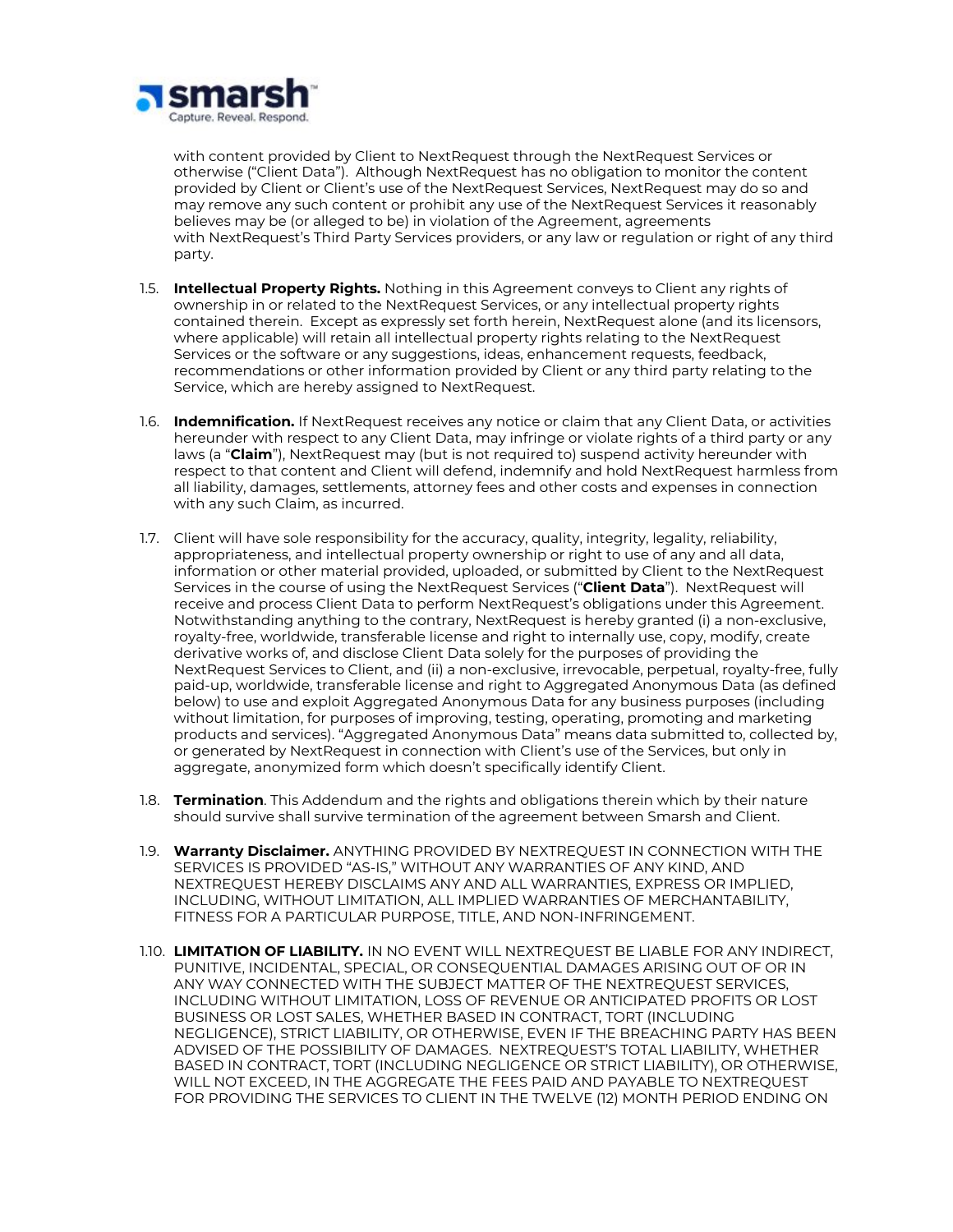with content provided by Client to NextRequest through the NextRequest Services or otherwise ("Client Data"). Although NextRequest has no obligation to monitor the content provided by Client or Client's use of the NextRequest Services, NextRequest may do so and may remove any such content or prohibit any use of the NextRequest Services it reasonably believes may be (or alleged to be) in violation of the Agreement, agreements with NextRequest's Third Party Services providers, or any law or regulation or right of any third party.

1.5. **Intellectual Property Rights.** Nothing in this Agreement conveys to Client any rights of ownership in or related to the NextRequest Services, or any intellectual property rights contained therein. Except as expressly set forth herein, NextRequest alone (and its licensors, where applicable) will retain all intellectual property rights relating to the NextRequest Services or the software or any suggestions, ideas, enhancement requests, feedback, recommendations or other information provided by Client or any third party relating to the Service, which are hereby assigned to NextRequest.

1.6. **Indemnification.** If NextRequest receives any notice or claim that any Client Data, or activities hereunder with respect to any Client Data, may infringe or violate rights of a third party or any laws (a "**Claim**"), NextRequest may (but is not required to) suspend activity hereunder with respect to that content and Client will defend, indemnify and hold NextRequest harmless from all liability, damages, settlements, attorney fees and other costs and expenses in connection with any such Claim, as incurred.

1.7. Client will have sole responsibility for the accuracy, quality, integrity, legality, reliability, appropriateness, and intellectual property ownership or right to use of any and all data, information or other material provided, uploaded, or submitted by Client to the NextRequest Services in the course of using the NextRequest Services ("**Client Data**"). NextRequest will receive and process Client Data to perform NextRequest's obligations under this Agreement. Notwithstanding anything to the contrary, NextRequest is hereby granted (i) a non-exclusive, royalty-free, worldwide, transferable license and right to internally use, copy, modify, create derivative works of, and disclose Client Data solely for the purposes of providing the NextRequest Services to Client, and (ii) a non-exclusive, irrevocable, perpetual, royalty-free, fully paid-up, worldwide, transferable license and right to Aggregated Anonymous Data (as defined below) to use and exploit Aggregated Anonymous Data for any business purposes (including without limitation, for purposes of improving, testing, operating, promoting and marketing products and services). "Aggregated Anonymous Data" means data submitted to, collected by, or generated by NextRequest in connection with Client's use of the Services, but only in aggregate, anonymized form which doesn't specifically identify Client.

1.8. **Termination**. This Addendum and the rights and obligations therein which by their nature should survive shall survive termination of the agreement between Smarsh and Client.

1.9. **Warranty Disclaimer.** ANYTHING PROVIDED BY NEXTREQUEST IN CONNECTION WITH THE SERVICES IS PROVIDED "AS-IS," WITHOUT ANY WARRANTIES OF ANY KIND, AND NEXTREQUEST HEREBY DISCLAIMS ANY AND ALL WARRANTIES, EXPRESS OR IMPLIED, INCLUDING, WITHOUT LIMITATION, ALL IMPLIED WARRANTIES OF MERCHANTABILITY, FITNESS FOR A PARTICULAR PURPOSE, TITLE, AND NON-INFRINGEMENT.

1.10. **LIMITATION OF LIABILITY.** IN NO EVENT WILL NEXTREQUEST BE LIABLE FOR ANY INDIRECT, PUNITIVE, INCIDENTAL, SPECIAL, OR CONSEQUENTIAL DAMAGES ARISING OUT OF OR IN ANY WAY CONNECTED WITH THE SUBJECT MATTER OF THE NEXTREQUEST SERVICES, INCLUDING WITHOUT LIMITATION, LOSS OF REVENUE OR ANTICIPATED PROFITS OR LOST BUSINESS OR LOST SALES, WHETHER BASED IN CONTRACT, TORT (INCLUDING NEGLIGENCE), STRICT LIABILITY, OR OTHERWISE, EVEN IF THE BREACHING PARTY HAS BEEN ADVISED OF THE POSSIBILITY OF DAMAGES. NEXTREQUEST'S TOTAL LIABILITY, WHETHER BASED IN CONTRACT, TORT (INCLUDING NEGLIGENCE OR STRICT LIABILITY), OR OTHERWISE, WILL NOT EXCEED, IN THE AGGREGATE THE FEES PAID AND PAYABLE TO NEXTREQUEST FOR PROVIDING THE SERVICES TO CLIENT IN THE TWELVE (12) MONTH PERIOD ENDING ON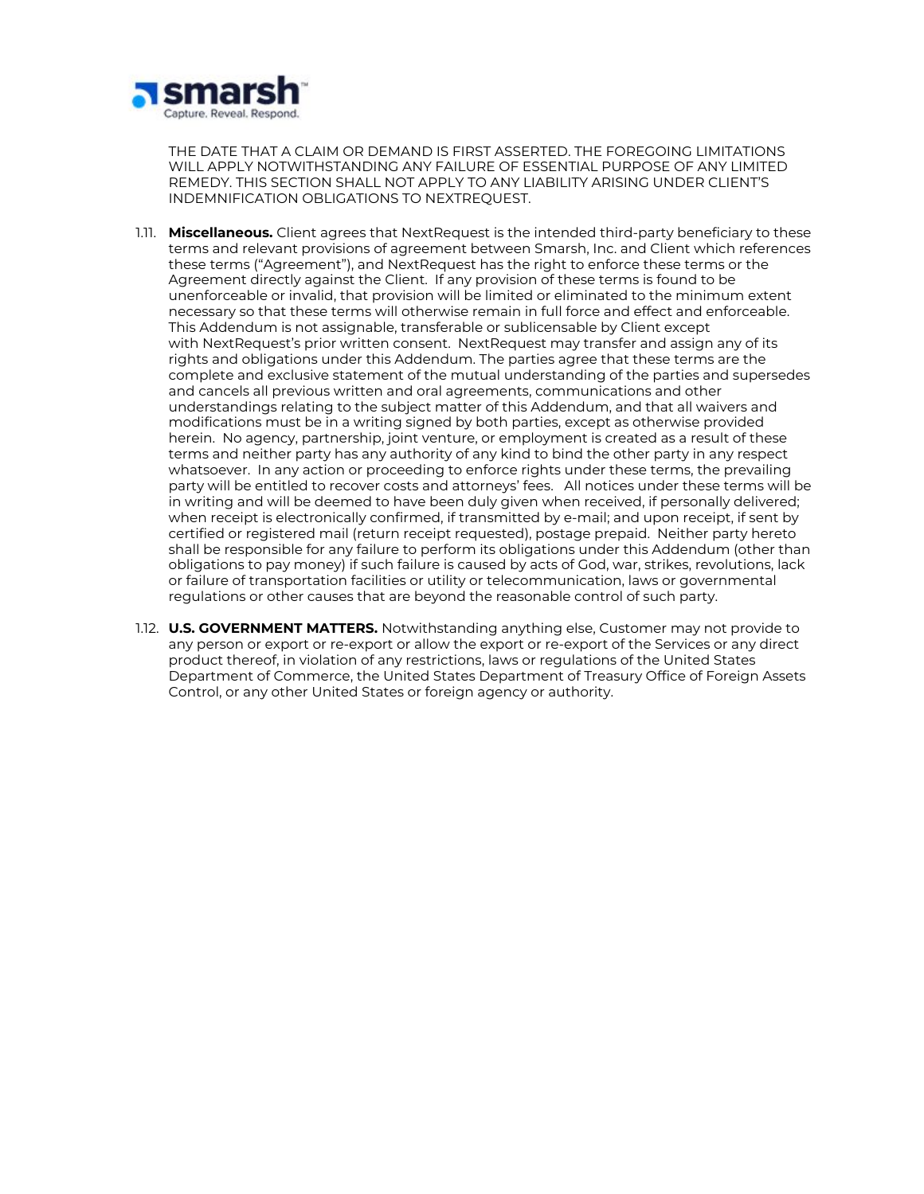THE DATE THAT A CLAIM OR DEMAND IS FIRST ASSERTED. THE FOREGOING LIMITATIONS WILL APPLY NOTWITHSTANDING ANY FAILURE OF ESSENTIAL PURPOSE OF ANY LIMITED REMEDY. THIS SECTION SHALL NOT APPLY TO ANY LIABILITY ARISING UNDER CLIENT'S INDEMNIFICATION OBLIGATIONS TO NEXTREQUEST.

1.11. **Miscellaneous.** Client agrees that NextRequest is the intended third-party beneficiary to these terms and relevant provisions of agreement between Smarsh, Inc. and Client which references these terms ("Agreement"), and NextRequest has the right to enforce these terms or the Agreement directly against the Client. If any provision of these terms is found to be unenforceable or invalid, that provision will be limited or eliminated to the minimum extent necessary so that these terms will otherwise remain in full force and effect and enforceable. This Addendum is not assignable, transferable or sublicensable by Client except with NextRequest's prior written consent. NextRequest may transfer and assign any of its rights and obligations under this Addendum. The parties agree that these terms are the complete and exclusive statement of the mutual understanding of the parties and supersedes and cancels all previous written and oral agreements, communications and other understandings relating to the subject matter of this Addendum, and that all waivers and modifications must be in a writing signed by both parties, except as otherwise provided herein. No agency, partnership, joint venture, or employment is created as a result of these terms and neither party has any authority of any kind to bind the other party in any respect whatsoever. In any action or proceeding to enforce rights under these terms, the prevailing party will be entitled to recover costs and attorneys' fees. All notices under these terms will be in writing and will be deemed to have been duly given when received, if personally delivered; when receipt is electronically confirmed, if transmitted by e-mail; and upon receipt, if sent by certified or registered mail (return receipt requested), postage prepaid. Neither party hereto shall be responsible for any failure to perform its obligations under this Addendum (other than obligations to pay money) if such failure is caused by acts of God, war, strikes, revolutions, lack or failure of transportation facilities or utility or telecommunication, laws or governmental regulations or other causes that are beyond the reasonable control of such party.

1.12. **U.S. GOVERNMENT MATTERS.** Notwithstanding anything else, Customer may not provide to any person or export or re-export or allow the export or re-export of the Services or any direct product thereof, in violation of any restrictions, laws or regulations of the United States Department of Commerce, the United States Department of Treasury Office of Foreign Assets Control, or any other United States or foreign agency or authority.